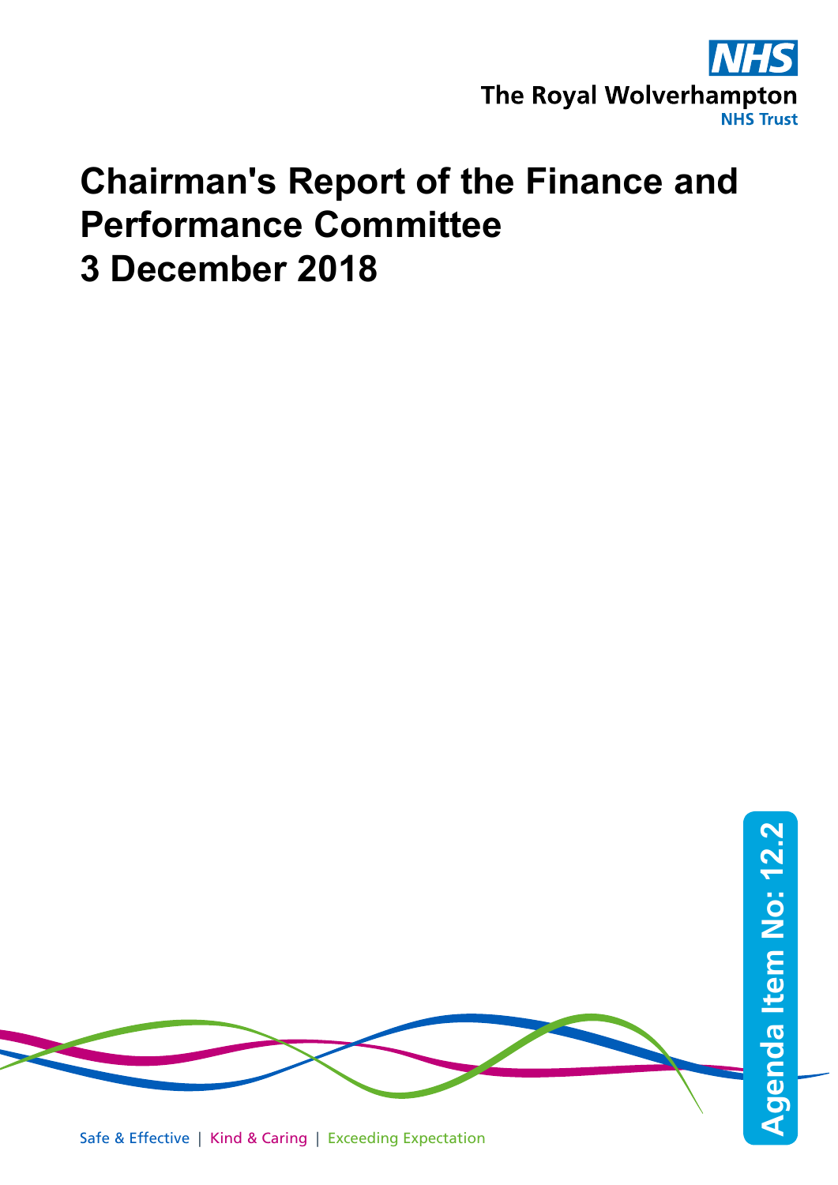The Royal Wolverhampton NHS Trust

# Chairman's Report of the Finance and Performance Committee
# 3 December 2018

Agenda Item No: 12.2

Safe & Effective | Kind & Caring | Exceeding Expectation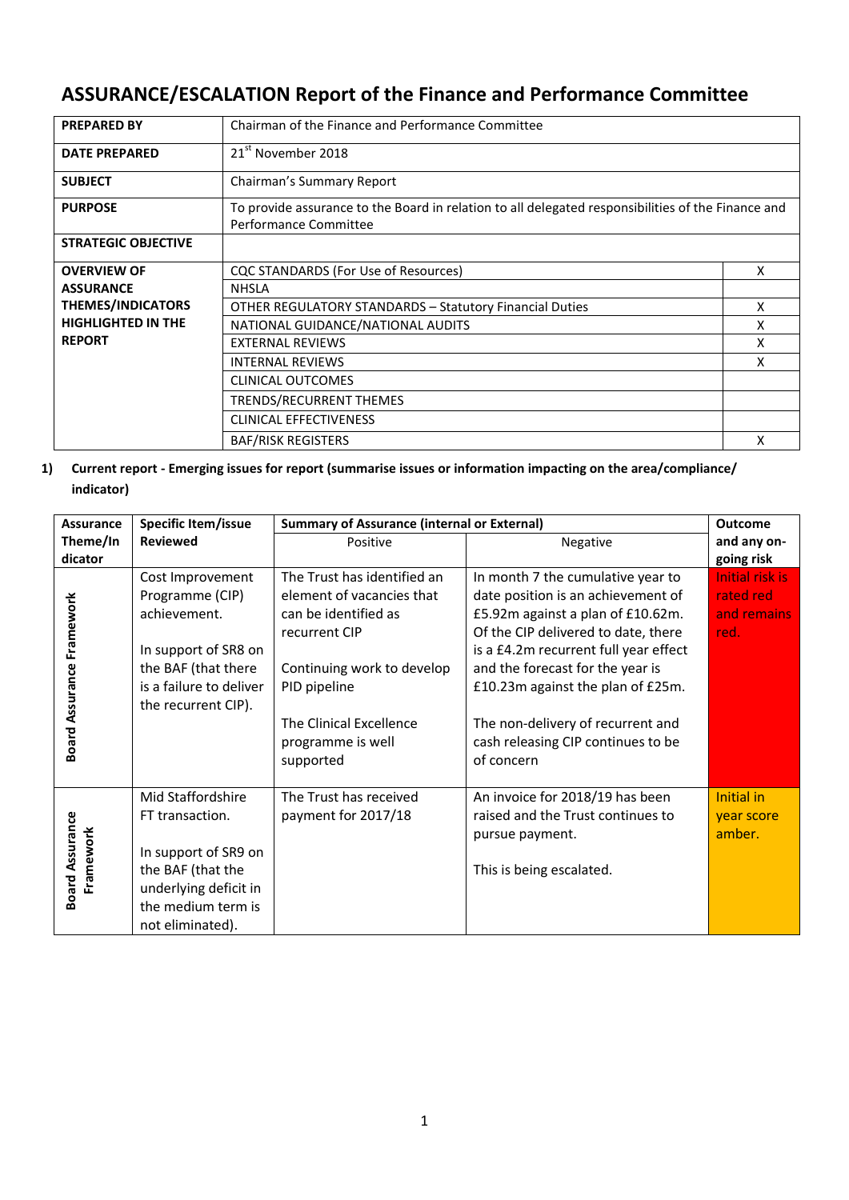# ASSURANCE/ESCALATION Report of the Finance and Performance Committee

| | | |
|---|---|---|
| **PREPARED BY** | Chairman of the Finance and Performance Committee | |
| **DATE PREPARED** | 21st November 2018 | |
| **SUBJECT** | Chairman's Summary Report | |
| **PURPOSE** | To provide assurance to the Board in relation to all delegated responsibilities of the Finance and Performance Committee | |
| **STRATEGIC OBJECTIVE** | | |
| **OVERVIEW OF ASSURANCE THEMES/INDICATORS HIGHLIGHTED IN THE REPORT** | CQC STANDARDS (For Use of Resources) | X |
| | NHSLA | |
| | OTHER REGULATORY STANDARDS – Statutory Financial Duties | X |
| | NATIONAL GUIDANCE/NATIONAL AUDITS | X |
| | EXTERNAL REVIEWS | X |
| | INTERNAL REVIEWS | X |
| | CLINICAL OUTCOMES | |
| | TRENDS/RECURRENT THEMES | |
| | CLINICAL EFFECTIVENESS | |
| | BAF/RISK REGISTERS | X |

**1) Current report - Emerging issues for report (summarise issues or information impacting on the area/compliance/ indicator)**

| Assurance Theme/Indicator | Specific Item/issue Reviewed | Summary of Assurance (internal or External) | | Outcome and any on-going risk |
|---|---|---|---|---|
| | | Positive | Negative | |
| Board Assurance Framework | Cost Improvement Programme (CIP) achievement.<br><br>In support of SR8 on the BAF (that there is a failure to deliver the recurrent CIP). | The Trust has identified an element of vacancies that can be identified as recurrent CIP<br><br>Continuing work to develop PID pipeline<br><br>The Clinical Excellence programme is well supported | In month 7 the cumulative year to date position is an achievement of £5.92m against a plan of £10.62m. Of the CIP delivered to date, there is a £4.2m recurrent full year effect and the forecast for the year is £10.23m against the plan of £25m.<br><br>The non-delivery of recurrent and cash releasing CIP continues to be of concern | Initial risk is rated red and remains red. |
| Board Assurance Framework | Mid Staffordshire FT transaction.<br><br>In support of SR9 on the BAF (that the underlying deficit in the medium term is not eliminated). | The Trust has received payment for 2017/18 | An invoice for 2018/19 has been raised and the Trust continues to pursue payment.<br><br>This is being escalated. | Initial in year score amber. |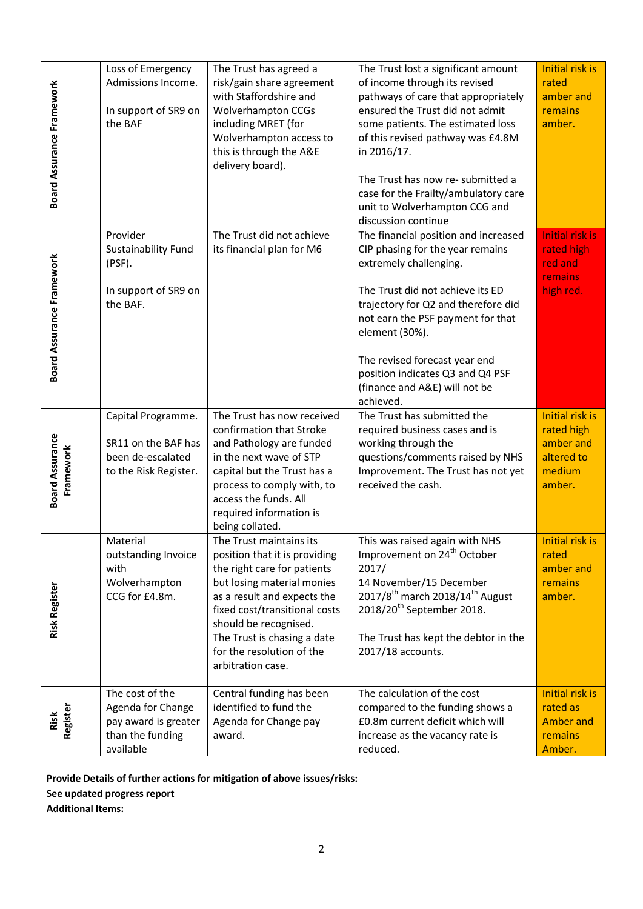| | | | | |
|---|---|---|---|---|
| Board Assurance Framework | Loss of Emergency Admissions Income.<br><br>In support of SR9 on the BAF | The Trust has agreed a risk/gain share agreement with Staffordshire and Wolverhampton CCGs including MRET (for Wolverhampton access to this is through the A&E delivery board). | The Trust lost a significant amount of income through its revised pathways of care that appropriately ensured the Trust did not admit some patients. The estimated loss of this revised pathway was £4.8M in 2016/17.<br><br>The Trust has now re- submitted a case for the Frailty/ambulatory care unit to Wolverhampton CCG and discussion continue | Initial risk is rated amber and remains amber. |
| Board Assurance Framework | Provider Sustainability Fund (PSF).<br><br>In support of SR9 on the BAF. | The Trust did not achieve its financial plan for M6 | The financial position and increased CIP phasing for the year remains extremely challenging.<br><br>The Trust did not achieve its ED trajectory for Q2 and therefore did not earn the PSF payment for that element (30%).<br><br>The revised forecast year end position indicates Q3 and Q4 PSF (finance and A&E) will not be achieved. | Initial risk is rated high red and remains high red. |
| Board Assurance Framework | Capital Programme.<br><br>SR11 on the BAF has been de-escalated to the Risk Register. | The Trust has now received confirmation that Stroke and Pathology are funded in the next wave of STP capital but the Trust has a process to comply with, to access the funds. All required information is being collated. | The Trust has submitted the required business cases and is working through the questions/comments raised by NHS Improvement. The Trust has not yet received the cash. | Initial risk is rated high amber and altered to medium amber. |
| Risk Register | Material outstanding Invoice with Wolverhampton CCG for £4.8m. | The Trust maintains its position that it is providing the right care for patients but losing material monies as a result and expects the fixed cost/transitional costs should be recognised. The Trust is chasing a date for the resolution of the arbitration case. | This was raised again with NHS Improvement on 24th October 2017/<br>14 November/15 December 2017/8th march 2018/14th August 2018/20th September 2018.<br><br>The Trust has kept the debtor in the 2017/18 accounts. | Initial risk is rated amber and remains amber. |
| Risk Register | The cost of the Agenda for Change pay award is greater than the funding available | Central funding has been identified to fund the Agenda for Change pay award. | The calculation of the cost compared to the funding shows a £0.8m current deficit which will increase as the vacancy rate is reduced. | Initial risk is rated as Amber and remains Amber. |

**Provide Details of further actions for mitigation of above issues/risks:**

**See updated progress report**

**Additional Items:**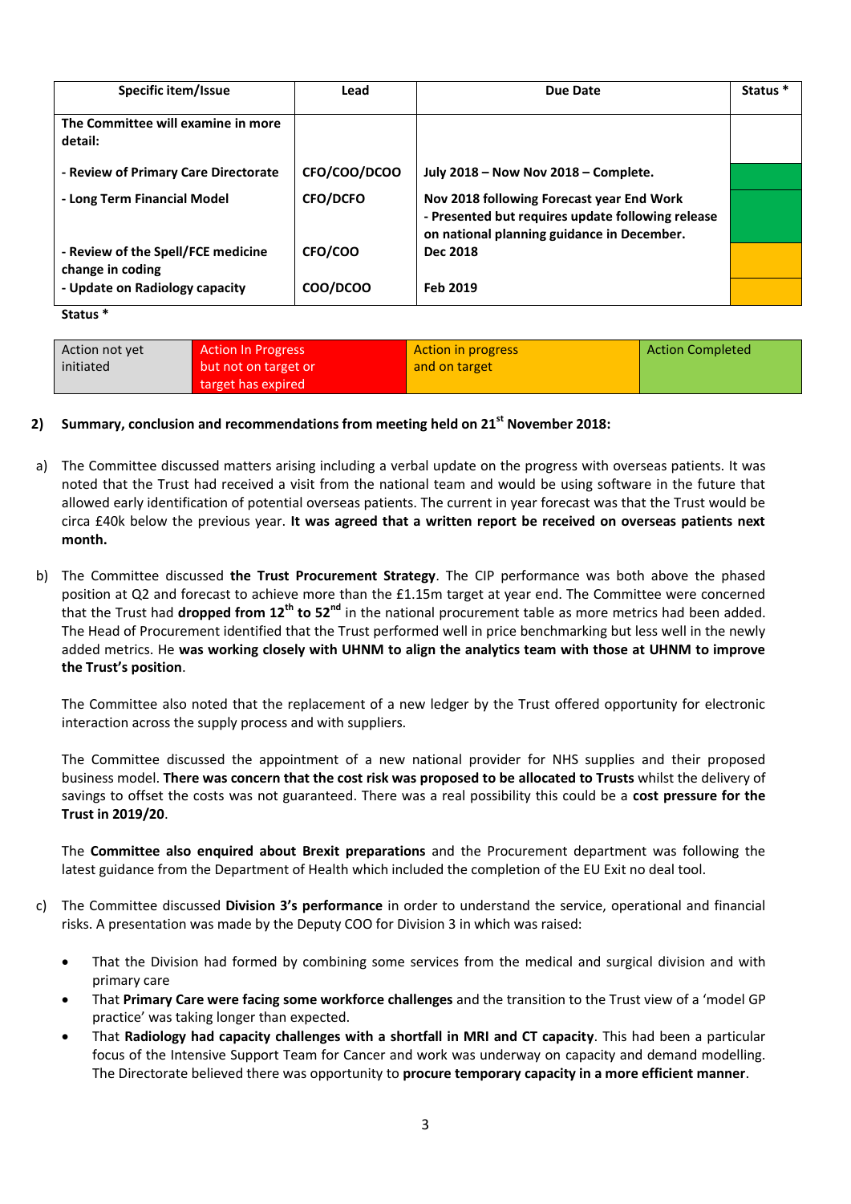| Specific item/Issue | Lead | Due Date | Status * |
| --- | --- | --- | --- |
| **The Committee will examine in more detail:** | | | |
| **- Review of Primary Care Directorate** | **CFO/COO/DCOO** | **July 2018 – Now Nov 2018 – Complete.** | |
| **- Long Term Financial Model** | **CFO/DCFO** | **Nov 2018 following Forecast year End Work - Presented but requires update following release on national planning guidance in December.** | |
| **- Review of the Spell/FCE medicine change in coding** | **CFO/COO** | **Dec 2018** | |
| **- Update on Radiology capacity** | **COO/DCOO** | **Feb 2019** | |

**Status ***

| Action not yet initiated | Action In Progress but not on target or target has expired | Action in progress and on target | Action Completed |
| --- | --- | --- | --- |

**2) Summary, conclusion and recommendations from meeting held on 21st November 2018:**

a) The Committee discussed matters arising including a verbal update on the progress with overseas patients. It was noted that the Trust had received a visit from the national team and would be using software in the future that allowed early identification of potential overseas patients. The current in year forecast was that the Trust would be circa £40k below the previous year. **It was agreed that a written report be received on overseas patients next month.**

b) The Committee discussed **the Trust Procurement Strategy**. The CIP performance was both above the phased position at Q2 and forecast to achieve more than the £1.15m target at year end. The Committee were concerned that the Trust had **dropped from 12th to 52nd** in the national procurement table as more metrics had been added. The Head of Procurement identified that the Trust performed well in price benchmarking but less well in the newly added metrics. He **was working closely with UHNM to align the analytics team with those at UHNM to improve the Trust's position**.

   The Committee also noted that the replacement of a new ledger by the Trust offered opportunity for electronic interaction across the supply process and with suppliers.

   The Committee discussed the appointment of a new national provider for NHS supplies and their proposed business model. **There was concern that the cost risk was proposed to be allocated to Trusts** whilst the delivery of savings to offset the costs was not guaranteed. There was a real possibility this could be a **cost pressure for the Trust in 2019/20**.

   The **Committee also enquired about Brexit preparations** and the Procurement department was following the latest guidance from the Department of Health which included the completion of the EU Exit no deal tool.

c) The Committee discussed **Division 3's performance** in order to understand the service, operational and financial risks. A presentation was made by the Deputy COO for Division 3 in which was raised:

   - That the Division had formed by combining some services from the medical and surgical division and with primary care
   - That **Primary Care were facing some workforce challenges** and the transition to the Trust view of a 'model GP practice' was taking longer than expected.
   - That **Radiology had capacity challenges with a shortfall in MRI and CT capacity**. This had been a particular focus of the Intensive Support Team for Cancer and work was underway on capacity and demand modelling. The Directorate believed there was opportunity to **procure temporary capacity in a more efficient manner**.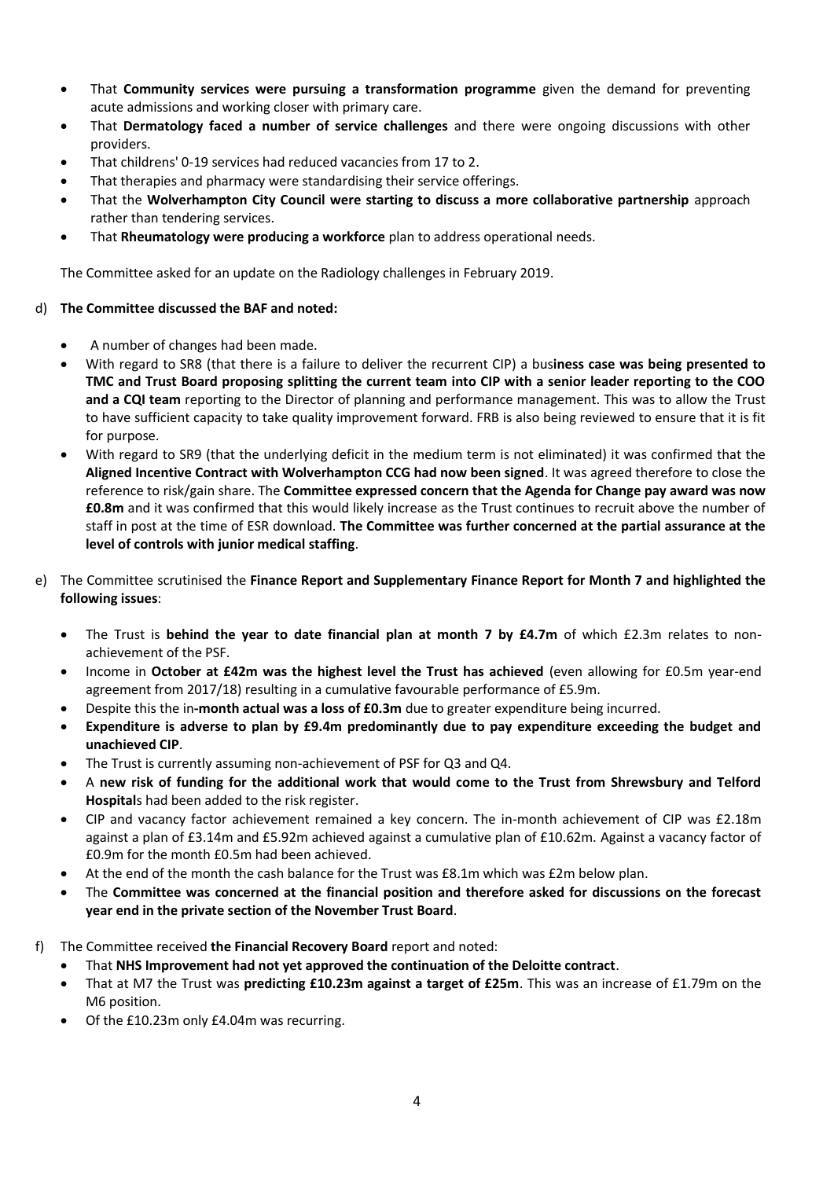- That **Community services were pursuing a transformation programme** given the demand for preventing acute admissions and working closer with primary care.
- That **Dermatology faced a number of service challenges** and there were ongoing discussions with other providers.
- That childrens' 0-19 services had reduced vacancies from 17 to 2.
- That therapies and pharmacy were standardising their service offerings.
- That the **Wolverhampton City Council were starting to discuss a more collaborative partnership** approach rather than tendering services.
- That **Rheumatology were producing a workforce** plan to address operational needs.

The Committee asked for an update on the Radiology challenges in February 2019.

d) **The Committee discussed the BAF and noted:**

- A number of changes had been made.
- With regard to SR8 (that there is a failure to deliver the recurrent CIP) a bus**iness case was being presented to TMC and Trust Board proposing splitting the current team into CIP with a senior leader reporting to the COO and a CQI team** reporting to the Director of planning and performance management. This was to allow the Trust to have sufficient capacity to take quality improvement forward. FRB is also being reviewed to ensure that it is fit for purpose.
- With regard to SR9 (that the underlying deficit in the medium term is not eliminated) it was confirmed that the **Aligned Incentive Contract with Wolverhampton CCG had now been signed**. It was agreed therefore to close the reference to risk/gain share. The **Committee expressed concern that the Agenda for Change pay award was now £0.8m** and it was confirmed that this would likely increase as the Trust continues to recruit above the number of staff in post at the time of ESR download. **The Committee was further concerned at the partial assurance at the level of controls with junior medical staffing**.

e) The Committee scrutinised the **Finance Report and Supplementary Finance Report for Month 7 and highlighted the following issues**:

- The Trust is **behind the year to date financial plan at month 7 by £4.7m** of which £2.3m relates to non-achievement of the PSF.
- Income in **October at £42m was the highest level the Trust has achieved** (even allowing for £0.5m year-end agreement from 2017/18) resulting in a cumulative favourable performance of £5.9m.
- Despite this the in**-month actual was a loss of £0.3m** due to greater expenditure being incurred.
- **Expenditure is adverse to plan by £9.4m predominantly due to pay expenditure exceeding the budget and unachieved CIP**.
- The Trust is currently assuming non-achievement of PSF for Q3 and Q4.
- A **new risk of funding for the additional work that would come to the Trust from Shrewsbury and Telford Hospital**s had been added to the risk register.
- CIP and vacancy factor achievement remained a key concern. The in-month achievement of CIP was £2.18m against a plan of £3.14m and £5.92m achieved against a cumulative plan of £10.62m. Against a vacancy factor of £0.9m for the month £0.5m had been achieved.
- At the end of the month the cash balance for the Trust was £8.1m which was £2m below plan.
- The **Committee was concerned at the financial position and therefore asked for discussions on the forecast year end in the private section of the November Trust Board**.

f) The Committee received **the Financial Recovery Board** report and noted:

- That **NHS Improvement had not yet approved the continuation of the Deloitte contract**.
- That at M7 the Trust was **predicting £10.23m against a target of £25m**. This was an increase of £1.79m on the M6 position.
- Of the £10.23m only £4.04m was recurring.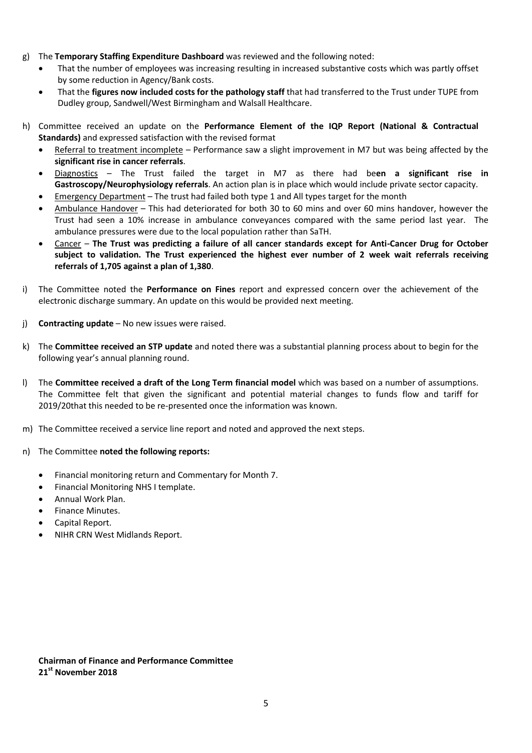g) The **Temporary Staffing Expenditure Dashboard** was reviewed and the following noted:
   - That the number of employees was increasing resulting in increased substantive costs which was partly offset by some reduction in Agency/Bank costs.
   - That the **figures now included costs for the pathology staff** that had transferred to the Trust under TUPE from Dudley group, Sandwell/West Birmingham and Walsall Healthcare.

h) Committee received an update on the **Performance Element of the IQP Report (National & Contractual Standards)** and expressed satisfaction with the revised format
   - Referral to treatment incomplete – Performance saw a slight improvement in M7 but was being affected by the **significant rise in cancer referrals**.
   - Diagnostics – The Trust failed the target in M7 as there had be**en a significant rise in Gastroscopy/Neurophysiology referrals**. An action plan is in place which would include private sector capacity.
   - Emergency Department – The trust had failed both type 1 and All types target for the month
   - Ambulance Handover – This had deteriorated for both 30 to 60 mins and over 60 mins handover, however the Trust had seen a 10% increase in ambulance conveyances compared with the same period last year. The ambulance pressures were due to the local population rather than SaTH.
   - Cancer – **The Trust was predicting a failure of all cancer standards except for Anti-Cancer Drug for October subject to validation. The Trust experienced the highest ever number of 2 week wait referrals receiving referrals of 1,705 against a plan of 1,380**.

i) The Committee noted the **Performance on Fines** report and expressed concern over the achievement of the electronic discharge summary. An update on this would be provided next meeting.

j) **Contracting update** – No new issues were raised.

k) The **Committee received an STP update** and noted there was a substantial planning process about to begin for the following year's annual planning round.

l) The **Committee received a draft of the Long Term financial model** which was based on a number of assumptions. The Committee felt that given the significant and potential material changes to funds flow and tariff for 2019/20that this needed to be re-presented once the information was known.

m) The Committee received a service line report and noted and approved the next steps.

n) The Committee **noted the following reports:**
   - Financial monitoring return and Commentary for Month 7.
   - Financial Monitoring NHS I template.
   - Annual Work Plan.
   - Finance Minutes.
   - Capital Report.
   - NIHR CRN West Midlands Report.

**Chairman of Finance and Performance Committee**
**21st November 2018**